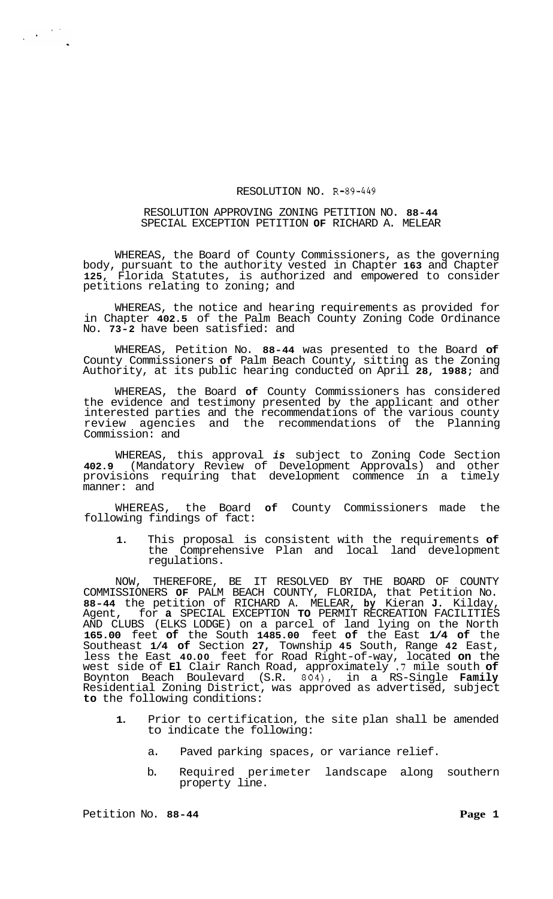RESOLUTION NO. R-89-449

RESOLUTION APPROVING ZONING PETITION NO. 88-44
SPECIAL EXCEPTION PETITION OF RICHARD A. MELEAR

WHEREAS, the Board of County Commissioners, as the governing body, pursuant to the authority vested in Chapter 163 and Chapter 125, Florida Statutes, is authorized and empowered to consider petitions relating to zoning; and

WHEREAS, the notice and hearing requirements as provided for in Chapter 402.5 of the Palm Beach County Zoning Code Ordinance No. 73-2 have been satisfied: and

WHEREAS, Petition No. 88-44 was presented to the Board of County Commissioners of Palm Beach County, sitting as the Zoning Authority, at its public hearing conducted on April 28, 1988; and

WHEREAS, the Board of County Commissioners has considered the evidence and testimony presented by the applicant and other interested parties and the recommendations of the various county review agencies and the recommendations of the Planning Commission: and

WHEREAS, this approval *is* subject to Zoning Code Section 402.9 (Mandatory Review of Development Approvals) and other provisions requiring that development commence in a timely manner: and

WHEREAS, the Board of County Commissioners made the following findings of fact:

1. This proposal is consistent with the requirements of the Comprehensive Plan and local land development regulations.

NOW, THEREFORE, BE IT RESOLVED BY THE BOARD OF COUNTY COMMISSIONERS OF PALM BEACH COUNTY, FLORIDA, that Petition No. 88-44 the petition of RICHARD A. MELEAR, by Kieran J. Kilday, Agent, for a SPECIAL EXCEPTION TO PERMIT RECREATION FACILITIES AND CLUBS (ELKS LODGE) on a parcel of land lying on the North 165.00 feet of the South 1485.00 feet of the East 1/4 of the Southeast 1/4 of Section 27, Township 45 South, Range 42 East, less the East 40.00 feet for Road Right-of-way, located on the west side of El Clair Ranch Road, approximately .7 mile south of Boynton Beach Boulevard (S.R. 804), in a RS-Single Family Residential Zoning District, was approved as advertised, subject to the following conditions:

1. Prior to certification, the site plan shall be amended to indicate the following:

   a. Paved parking spaces, or variance relief.

   b. Required perimeter landscape along southern property line.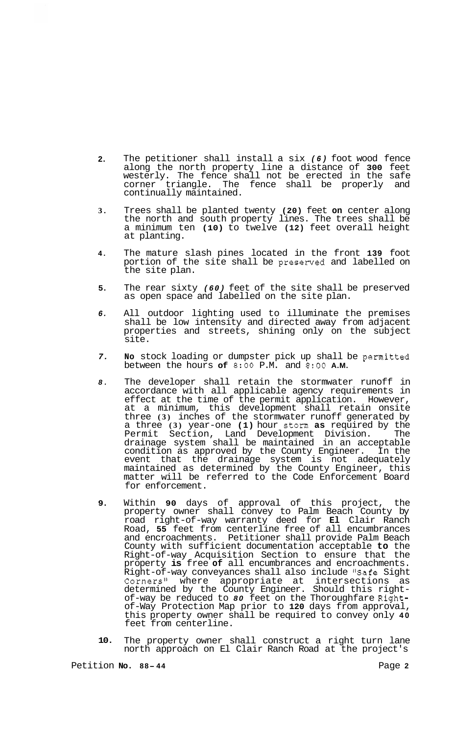2. The petitioner shall install a six *(6)* foot wood fence along the north property line a distance of **300** feet westerly. The fence shall not be erected in the safe corner triangle. The fence shall be properly and continually maintained.

3. Trees shall be planted twenty **(20)** feet **on** center along the north and south property lines. The trees shall be a minimum ten **(10)** to twelve **(12)** feet overall height at planting.

4. The mature slash pines located in the front **139** foot portion of the site shall be preserved and labelled on the site plan.

5. The rear sixty *(60)* feet of the site shall be preserved as open space and labelled on the site plan.

6. All outdoor lighting used to illuminate the premises shall be low intensity and directed away from adjacent properties and streets, shining only on the subject site.

7. **No** stock loading or dumpster pick up shall be permitted between the hours **of** 8:00 P.M. and 8:00 **A.M.**

8. The developer shall retain the stormwater runoff in accordance with all applicable agency requirements in effect at the time of the permit application. However, at a minimum, this development shall retain onsite three **(3)** inches of the stormwater runoff generated by a three **(3)** year-one **(1)** hour storm **as** required by the Permit Section, Land Development Division. The drainage system shall be maintained in an acceptable condition as approved by the County Engineer. In the event that the drainage system is not adequately maintained as determined by the County Engineer, this matter will be referred to the Code Enforcement Board for enforcement.

9. Within **90** days of approval of this project, the property owner shall convey to Palm Beach County by road right-of-way warranty deed for **El** Clair Ranch Road, **55** feet from centerline free of all encumbrances and encroachments. Petitioner shall provide Palm Beach County with sufficient documentation acceptable **to** the Right-of-way Acquisition Section to ensure that the property **is** free **of** all encumbrances and encroachments. Right-of-way conveyances shall also include "Safe Sight Corners" where appropriate at intersections as determined by the County Engineer. Should this right-of-way be reduced to ***80*** feet on the Thoroughfare Right-of-Way Protection Map prior to **120** days from approval, this property owner shall be required to convey only **40** feet from centerline.

10. The property owner shall construct a right turn lane north approach on El Clair Ranch Road at the project's

Petition **No. 88-44**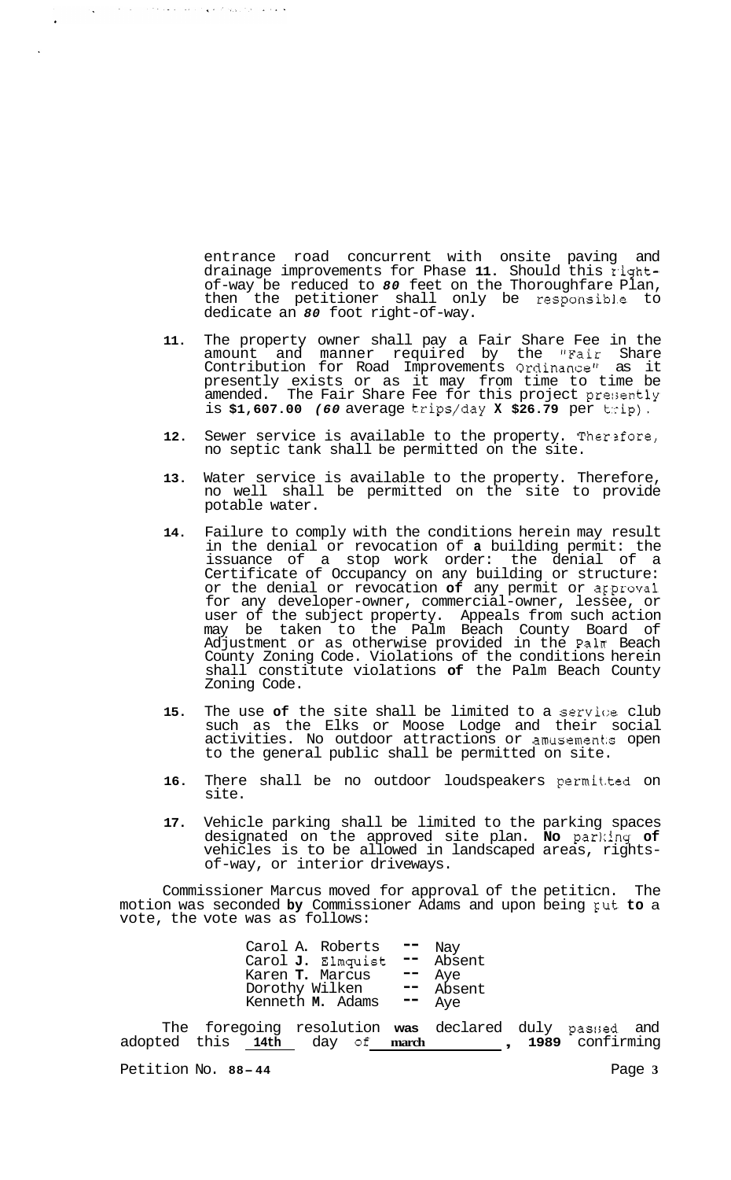entrance road concurrent with onsite paving and drainage improvements for Phase **11**. Should this right-of-way be reduced to ***80*** feet on the Thoroughfare Plan, then the petitioner shall only be responsible to dedicate an ***80*** foot right-of-way.

**11.** The property owner shall pay a Fair Share Fee in the amount and manner required by the "Fair Share Contribution for Road Improvements Ordinance" as it presently exists or as it may from time to time be amended. The Fair Share Fee for this project presently is **$1,607.00** ***(60*** average trips/day **X $26.79** per trip).

**12.** Sewer service is available to the property. Therefore, no septic tank shall be permitted on the site.

**13.** Water service is available to the property. Therefore, no well shall be permitted on the site to provide potable water.

**14.** Failure to comply with the conditions herein may result in the denial or revocation of **a** building permit: the issuance of a stop work order: the denial of a Certificate of Occupancy on any building or structure: or the denial or revocation **of** any permit or approval for any developer-owner, commercial-owner, lessee, or user of the subject property. Appeals from such action may be taken to the Palm Beach County Board of Adjustment or as otherwise provided in the Palm Beach County Zoning Code. Violations of the conditions herein shall constitute violations **of** the Palm Beach County Zoning Code.

**15.** The use **of** the site shall be limited to a service club such as the Elks or Moose Lodge and their social activities. No outdoor attractions or amusements open to the general public shall be permitted on site.

**16.** There shall be no outdoor loudspeakers permitted on site.

**17.** Vehicle parking shall be limited to the parking spaces designated on the approved site plan. **No** parking **of** vehicles is to be allowed in landscaped areas, rights-of-way, or interior driveways.

Commissioner Marcus moved for approval of the petition. The motion was seconded **by** Commissioner Adams and upon being put **to** a vote, the vote was as follows:

| | | |
|---|---|---|
| Carol A. Roberts | -- | Nay |
| Carol **J.** Elmquist | -- | Absent |
| Karen **T.** Marcus | -- | Aye |
| Dorothy Wilken | -- | Absent |
| Kenneth **M.** Adams | -- | Aye |

The foregoing resolution **was** declared duly passed and adopted this **14th** day of **march** , **1989** confirming

Petition No. **88-44**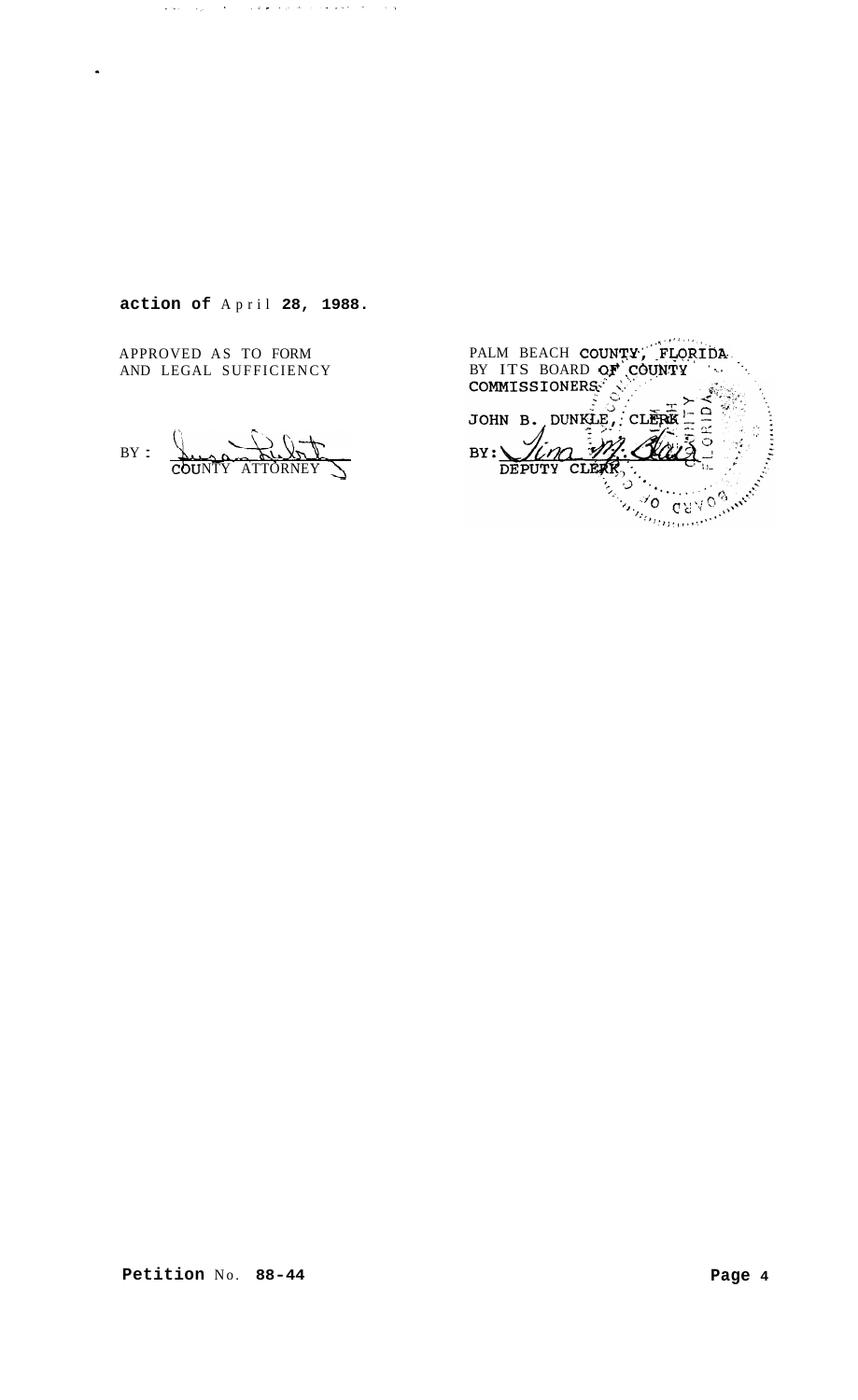action of April 28, 1988.

APPROVED AS TO FORM
AND LEGAL SUFFICIENCY

BY: COUNTY ATTORNEY

PALM BEACH COUNTY, FLORIDA
BY ITS BOARD OF COUNTY
COMMISSIONERS

JOHN B. DUNKLE, CLERK

BY: DEPUTY CLERK

Petition No. 88-44